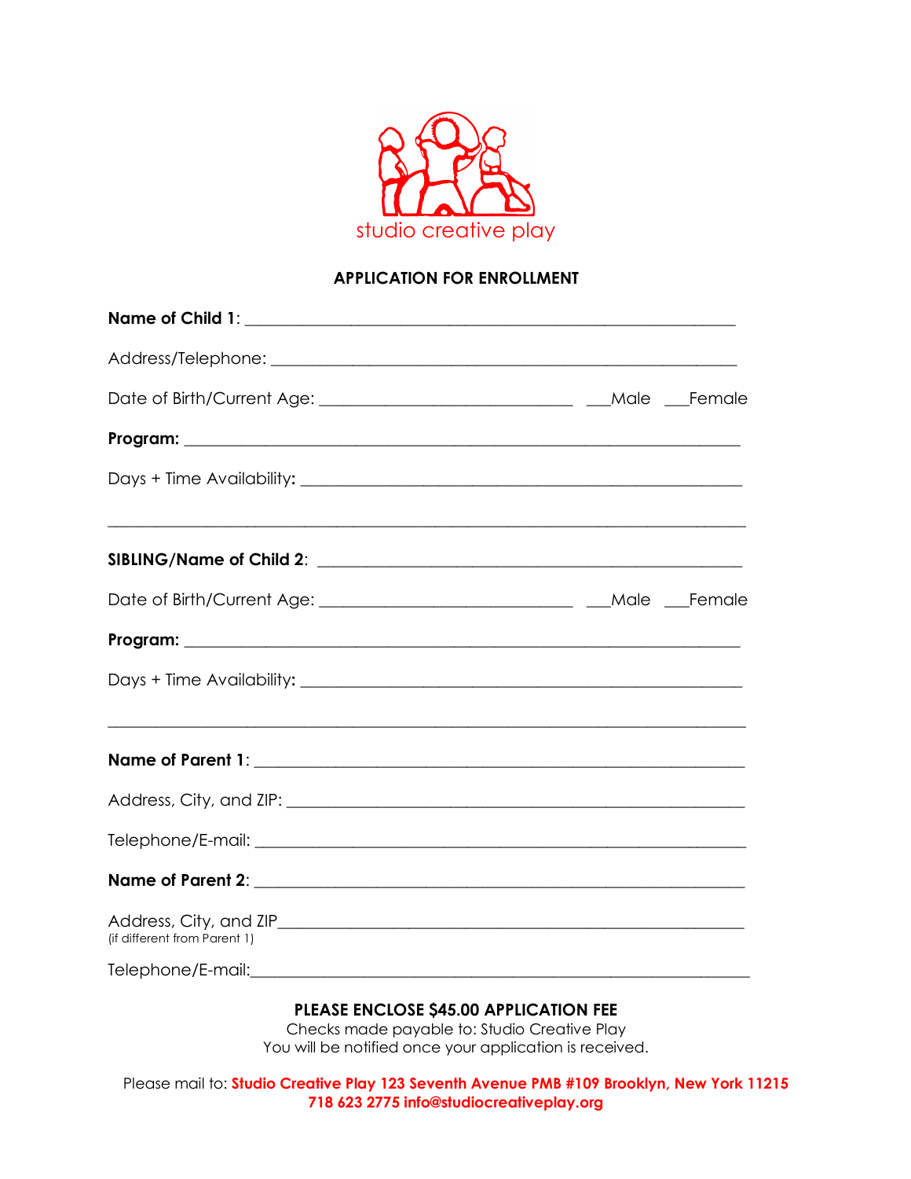studio creative play

## APPLICATION FOR ENROLLMENT

**Name of Child 1**: ____________________________________________________________

Address/Telephone: ____________________________________________________________

Date of Birth/Current Age: ______________________________ ___Male ___Female

**Program:** ____________________________________________________________

Days + Time Availability**:** ____________________________________________________________

____________________________________________________________

**SIBLING/Name of Child 2**: ____________________________________________________________

Date of Birth/Current Age: ______________________________ ___Male ___Female

**Program:** ____________________________________________________________

Days + Time Availability**:** ____________________________________________________________

____________________________________________________________

**Name of Parent 1**: ____________________________________________________________

Address, City, and ZIP: ____________________________________________________________

Telephone/E-mail: ____________________________________________________________

**Name of Parent 2**: ____________________________________________________________

Address, City, and ZIP____________________________________________________________
(if different from Parent 1)

Telephone/E-mail:____________________________________________________________

**PLEASE ENCLOSE $45.00 APPLICATION FEE**

Checks made payable to: Studio Creative Play

You will be notified once your application is received.

Please mail to: **Studio Creative Play 123 Seventh Avenue PMB #109 Brooklyn, New York 11215**
**718 623 2775 info@studiocreativeplay.org**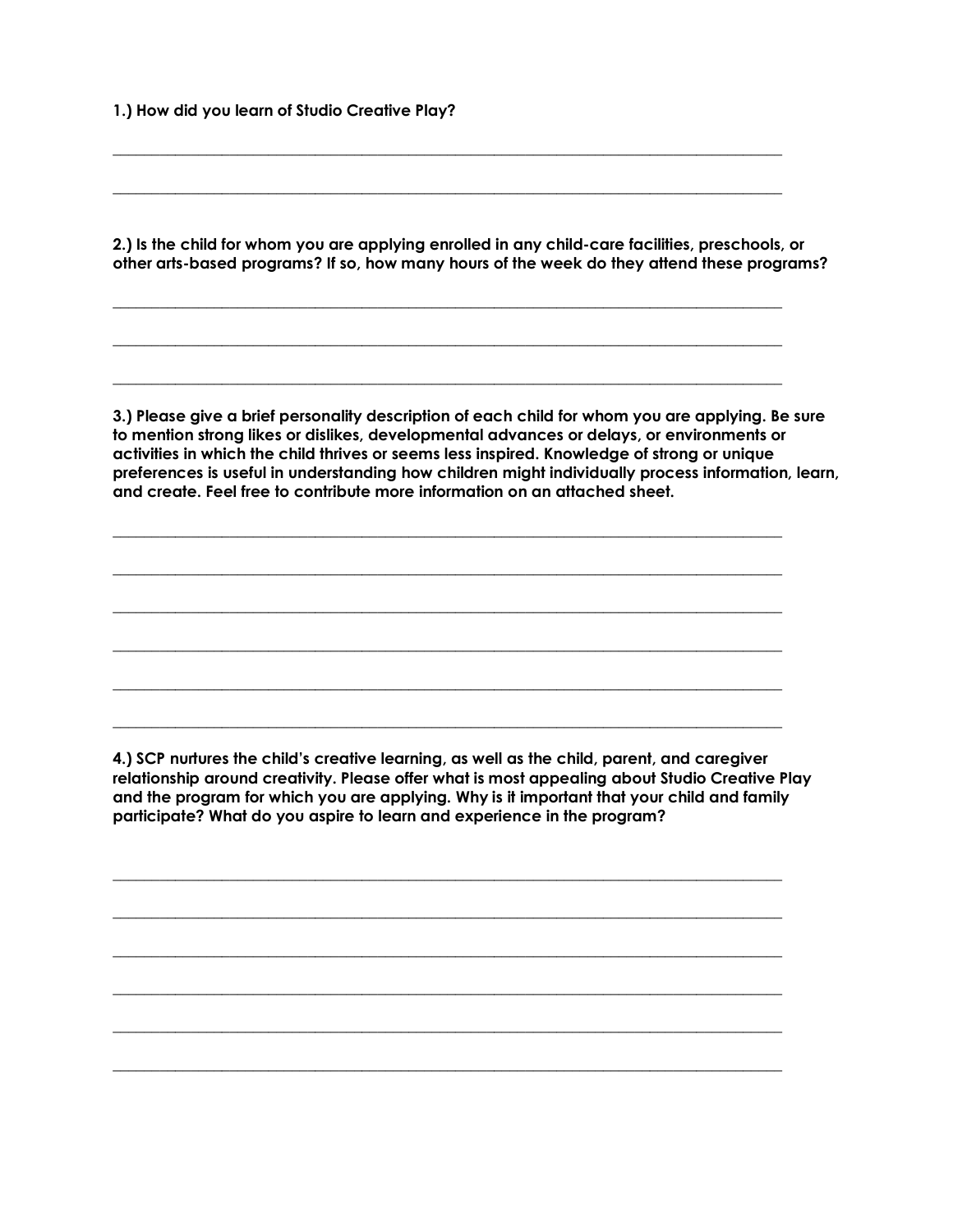**1.) How did you learn of Studio Creative Play?**

\_\_\_\_\_\_\_\_\_\_\_\_\_\_\_\_\_\_\_\_\_\_\_\_\_\_\_\_\_\_\_\_\_\_\_\_\_\_\_\_\_\_\_\_\_\_\_\_\_\_\_\_\_\_\_\_\_\_\_\_\_\_\_\_\_\_\_\_\_\_\_\_\_\_\_\_\_\_

\_\_\_\_\_\_\_\_\_\_\_\_\_\_\_\_\_\_\_\_\_\_\_\_\_\_\_\_\_\_\_\_\_\_\_\_\_\_\_\_\_\_\_\_\_\_\_\_\_\_\_\_\_\_\_\_\_\_\_\_\_\_\_\_\_\_\_\_\_\_\_\_\_\_\_\_\_\_

**2.) Is the child for whom you are applying enrolled in any child-care facilities, preschools, or other arts-based programs? If so, how many hours of the week do they attend these programs?**

\_\_\_\_\_\_\_\_\_\_\_\_\_\_\_\_\_\_\_\_\_\_\_\_\_\_\_\_\_\_\_\_\_\_\_\_\_\_\_\_\_\_\_\_\_\_\_\_\_\_\_\_\_\_\_\_\_\_\_\_\_\_\_\_\_\_\_\_\_\_\_\_\_\_\_\_\_\_

\_\_\_\_\_\_\_\_\_\_\_\_\_\_\_\_\_\_\_\_\_\_\_\_\_\_\_\_\_\_\_\_\_\_\_\_\_\_\_\_\_\_\_\_\_\_\_\_\_\_\_\_\_\_\_\_\_\_\_\_\_\_\_\_\_\_\_\_\_\_\_\_\_\_\_\_\_\_

\_\_\_\_\_\_\_\_\_\_\_\_\_\_\_\_\_\_\_\_\_\_\_\_\_\_\_\_\_\_\_\_\_\_\_\_\_\_\_\_\_\_\_\_\_\_\_\_\_\_\_\_\_\_\_\_\_\_\_\_\_\_\_\_\_\_\_\_\_\_\_\_\_\_\_\_\_\_

**3.) Please give a brief personality description of each child for whom you are applying. Be sure to mention strong likes or dislikes, developmental advances or delays, or environments or activities in which the child thrives or seems less inspired. Knowledge of strong or unique preferences is useful in understanding how children might individually process information, learn, and create. Feel free to contribute more information on an attached sheet.**

\_\_\_\_\_\_\_\_\_\_\_\_\_\_\_\_\_\_\_\_\_\_\_\_\_\_\_\_\_\_\_\_\_\_\_\_\_\_\_\_\_\_\_\_\_\_\_\_\_\_\_\_\_\_\_\_\_\_\_\_\_\_\_\_\_\_\_\_\_\_\_\_\_\_\_\_\_\_

\_\_\_\_\_\_\_\_\_\_\_\_\_\_\_\_\_\_\_\_\_\_\_\_\_\_\_\_\_\_\_\_\_\_\_\_\_\_\_\_\_\_\_\_\_\_\_\_\_\_\_\_\_\_\_\_\_\_\_\_\_\_\_\_\_\_\_\_\_\_\_\_\_\_\_\_\_\_

\_\_\_\_\_\_\_\_\_\_\_\_\_\_\_\_\_\_\_\_\_\_\_\_\_\_\_\_\_\_\_\_\_\_\_\_\_\_\_\_\_\_\_\_\_\_\_\_\_\_\_\_\_\_\_\_\_\_\_\_\_\_\_\_\_\_\_\_\_\_\_\_\_\_\_\_\_\_

\_\_\_\_\_\_\_\_\_\_\_\_\_\_\_\_\_\_\_\_\_\_\_\_\_\_\_\_\_\_\_\_\_\_\_\_\_\_\_\_\_\_\_\_\_\_\_\_\_\_\_\_\_\_\_\_\_\_\_\_\_\_\_\_\_\_\_\_\_\_\_\_\_\_\_\_\_\_

\_\_\_\_\_\_\_\_\_\_\_\_\_\_\_\_\_\_\_\_\_\_\_\_\_\_\_\_\_\_\_\_\_\_\_\_\_\_\_\_\_\_\_\_\_\_\_\_\_\_\_\_\_\_\_\_\_\_\_\_\_\_\_\_\_\_\_\_\_\_\_\_\_\_\_\_\_\_

\_\_\_\_\_\_\_\_\_\_\_\_\_\_\_\_\_\_\_\_\_\_\_\_\_\_\_\_\_\_\_\_\_\_\_\_\_\_\_\_\_\_\_\_\_\_\_\_\_\_\_\_\_\_\_\_\_\_\_\_\_\_\_\_\_\_\_\_\_\_\_\_\_\_\_\_\_\_

**4.) SCP nurtures the child's creative learning, as well as the child, parent, and caregiver relationship around creativity. Please offer what is most appealing about Studio Creative Play and the program for which you are applying. Why is it important that your child and family participate? What do you aspire to learn and experience in the program?**

\_\_\_\_\_\_\_\_\_\_\_\_\_\_\_\_\_\_\_\_\_\_\_\_\_\_\_\_\_\_\_\_\_\_\_\_\_\_\_\_\_\_\_\_\_\_\_\_\_\_\_\_\_\_\_\_\_\_\_\_\_\_\_\_\_\_\_\_\_\_\_\_\_\_\_\_\_\_

\_\_\_\_\_\_\_\_\_\_\_\_\_\_\_\_\_\_\_\_\_\_\_\_\_\_\_\_\_\_\_\_\_\_\_\_\_\_\_\_\_\_\_\_\_\_\_\_\_\_\_\_\_\_\_\_\_\_\_\_\_\_\_\_\_\_\_\_\_\_\_\_\_\_\_\_\_\_

\_\_\_\_\_\_\_\_\_\_\_\_\_\_\_\_\_\_\_\_\_\_\_\_\_\_\_\_\_\_\_\_\_\_\_\_\_\_\_\_\_\_\_\_\_\_\_\_\_\_\_\_\_\_\_\_\_\_\_\_\_\_\_\_\_\_\_\_\_\_\_\_\_\_\_\_\_\_

\_\_\_\_\_\_\_\_\_\_\_\_\_\_\_\_\_\_\_\_\_\_\_\_\_\_\_\_\_\_\_\_\_\_\_\_\_\_\_\_\_\_\_\_\_\_\_\_\_\_\_\_\_\_\_\_\_\_\_\_\_\_\_\_\_\_\_\_\_\_\_\_\_\_\_\_\_\_

\_\_\_\_\_\_\_\_\_\_\_\_\_\_\_\_\_\_\_\_\_\_\_\_\_\_\_\_\_\_\_\_\_\_\_\_\_\_\_\_\_\_\_\_\_\_\_\_\_\_\_\_\_\_\_\_\_\_\_\_\_\_\_\_\_\_\_\_\_\_\_\_\_\_\_\_\_\_

\_\_\_\_\_\_\_\_\_\_\_\_\_\_\_\_\_\_\_\_\_\_\_\_\_\_\_\_\_\_\_\_\_\_\_\_\_\_\_\_\_\_\_\_\_\_\_\_\_\_\_\_\_\_\_\_\_\_\_\_\_\_\_\_\_\_\_\_\_\_\_\_\_\_\_\_\_\_